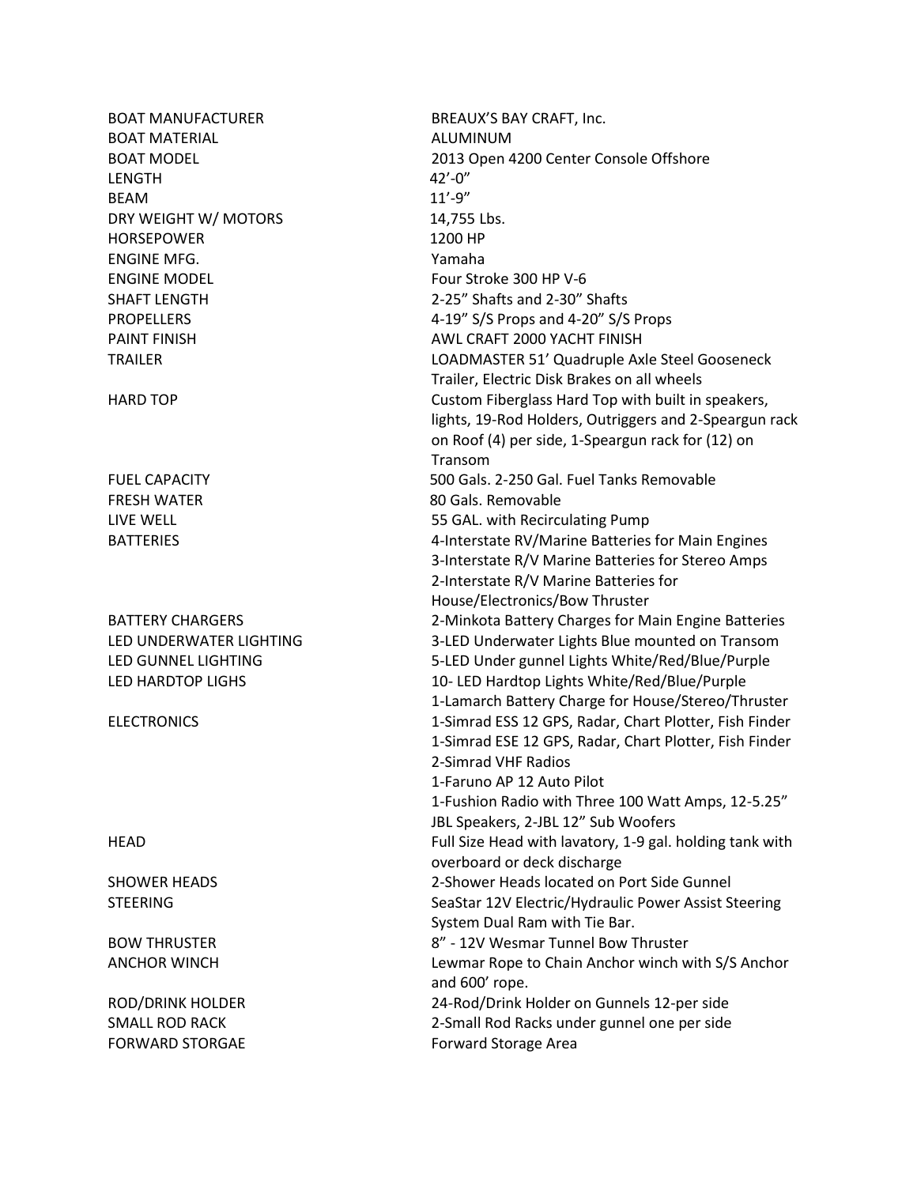| | |
|---|---|
| BOAT MANUFACTURER | BREAUX'S BAY CRAFT, Inc. |
| BOAT MATERIAL | ALUMINUM |
| BOAT MODEL | 2013 Open 4200 Center Console Offshore |
| LENGTH | 42'-0" |
| BEAM | 11'-9" |
| DRY WEIGHT W/ MOTORS | 14,755 Lbs. |
| HORSEPOWER | 1200 HP |
| ENGINE MFG. | Yamaha |
| ENGINE MODEL | Four Stroke 300 HP V-6 |
| SHAFT LENGTH | 2-25" Shafts and 2-30" Shafts |
| PROPELLERS | 4-19" S/S Props and 4-20" S/S Props |
| PAINT FINISH | AWL CRAFT 2000 YACHT FINISH |
| TRAILER | LOADMASTER 51' Quadruple Axle Steel Gooseneck Trailer, Electric Disk Brakes on all wheels |
| HARD TOP | Custom Fiberglass Hard Top with built in speakers, lights, 19-Rod Holders, Outriggers and 2-Speargun rack on Roof (4) per side, 1-Speargun rack for (12) on Transom |
| FUEL CAPACITY | 500 Gals. 2-250 Gal. Fuel Tanks Removable |
| FRESH WATER | 80 Gals. Removable |
| LIVE WELL | 55 GAL. with Recirculating Pump |
| BATTERIES | 4-Interstate RV/Marine Batteries for Main Engines<br>3-Interstate R/V Marine Batteries for Stereo Amps<br>2-Interstate R/V Marine Batteries for House/Electronics/Bow Thruster |
| BATTERY CHARGERS | 2-Minkota Battery Charges for Main Engine Batteries |
| LED UNDERWATER LIGHTING | 3-LED Underwater Lights Blue mounted on Transom |
| LED GUNNEL LIGHTING | 5-LED Under gunnel Lights White/Red/Blue/Purple |
| LED HARDTOP LIGHS | 10- LED Hardtop Lights White/Red/Blue/Purple<br>1-Lamarch Battery Charge for House/Stereo/Thruster |
| ELECTRONICS | 1-Simrad ESS 12 GPS, Radar, Chart Plotter, Fish Finder<br>1-Simrad ESE 12 GPS, Radar, Chart Plotter, Fish Finder<br>2-Simrad VHF Radios<br>1-Faruno AP 12 Auto Pilot<br>1-Fushion Radio with Three 100 Watt Amps, 12-5.25" JBL Speakers, 2-JBL 12" Sub Woofers |
| HEAD | Full Size Head with lavatory, 1-9 gal. holding tank with overboard or deck discharge |
| SHOWER HEADS | 2-Shower Heads located on Port Side Gunnel |
| STEERING | SeaStar 12V Electric/Hydraulic Power Assist Steering System Dual Ram with Tie Bar. |
| BOW THRUSTER | 8" - 12V Wesmar Tunnel Bow Thruster |
| ANCHOR WINCH | Lewmar Rope to Chain Anchor winch with S/S Anchor and 600' rope. |
| ROD/DRINK HOLDER | 24-Rod/Drink Holder on Gunnels 12-per side |
| SMALL ROD RACK | 2-Small Rod Racks under gunnel one per side |
| FORWARD STORGAE | Forward Storage Area |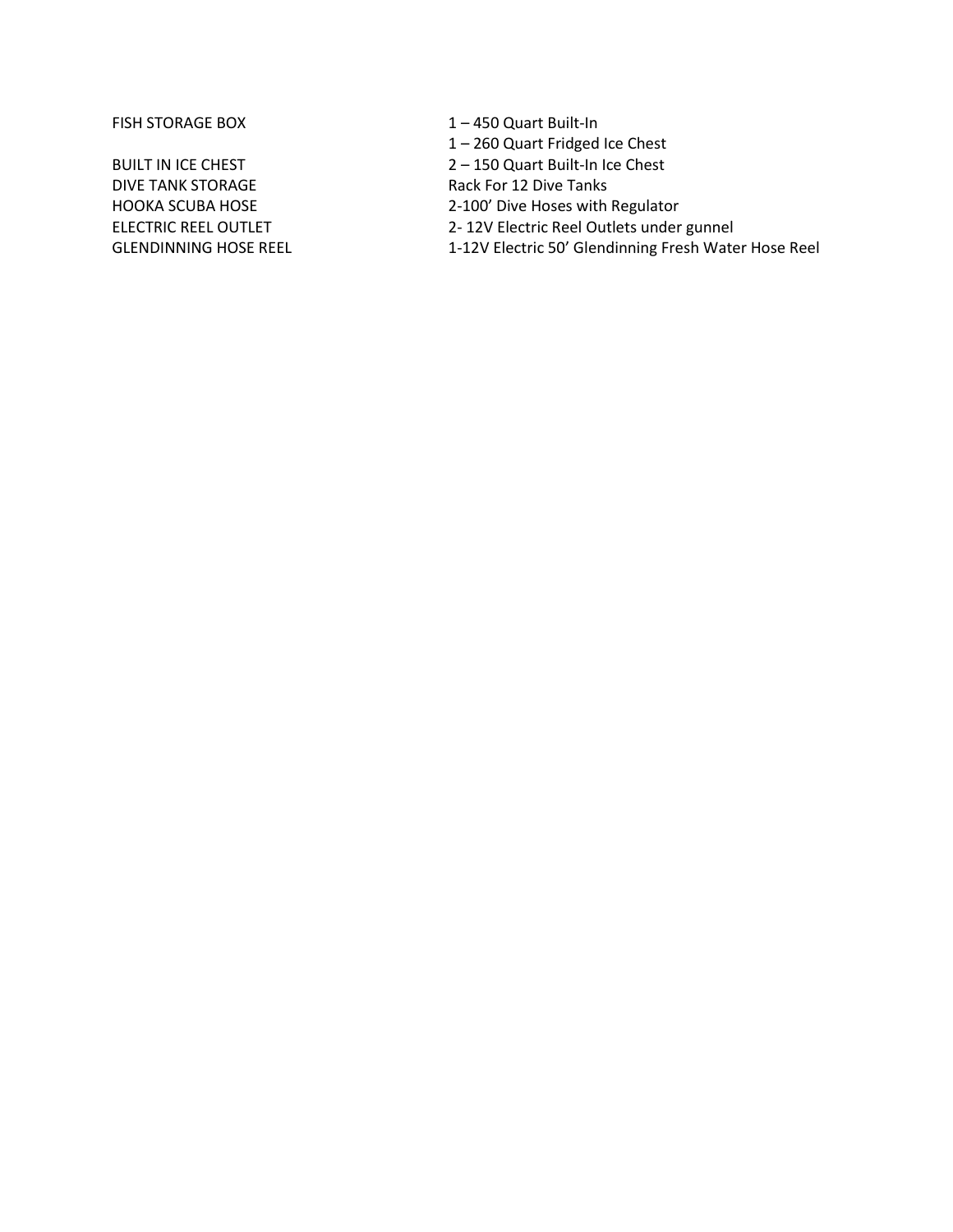| | |
|---|---|
| FISH STORAGE BOX | 1 – 450 Quart Built-In |
| | 1 – 260 Quart Fridged Ice Chest |
| BUILT IN ICE CHEST | 2 – 150 Quart Built-In Ice Chest |
| DIVE TANK STORAGE | Rack For 12 Dive Tanks |
| HOOKA SCUBA HOSE | 2-100' Dive Hoses with Regulator |
| ELECTRIC REEL OUTLET | 2- 12V Electric Reel Outlets under gunnel |
| GLENDINNING HOSE REEL | 1-12V Electric 50' Glendinning Fresh Water Hose Reel |